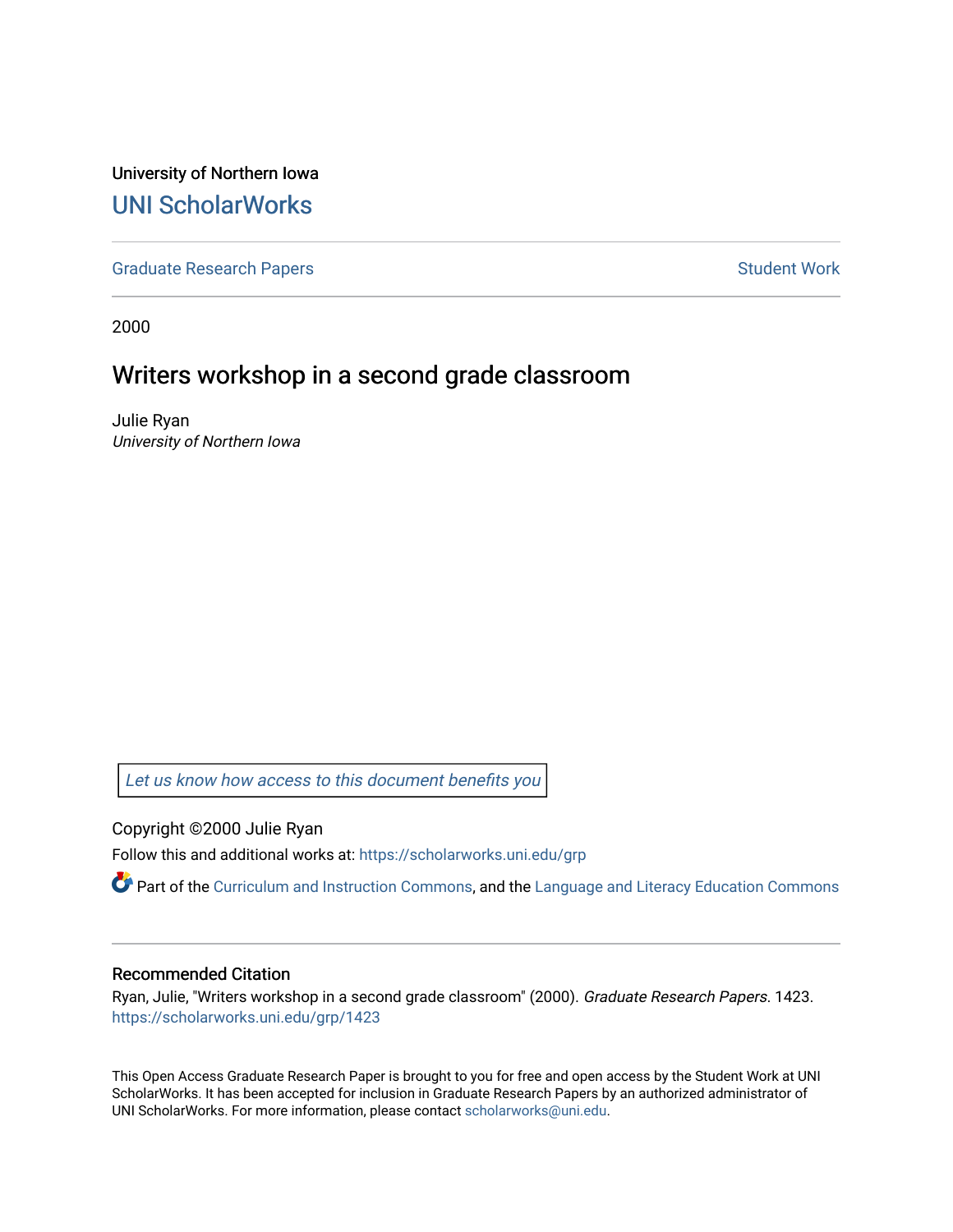University of Northern Iowa

# UNI ScholarWorks

Graduate Research Papers | Student Work

2000

## Writers workshop in a second grade classroom

Julie Ryan

*University of Northern Iowa*

*Let us know how access to this document benefits you*

Copyright ©2000 Julie Ryan

Follow this and additional works at: https://scholarworks.uni.edu/grp

Part of the Curriculum and Instruction Commons, and the Language and Literacy Education Commons

### Recommended Citation

Ryan, Julie, "Writers workshop in a second grade classroom" (2000). *Graduate Research Papers*. 1423.
https://scholarworks.uni.edu/grp/1423

This Open Access Graduate Research Paper is brought to you for free and open access by the Student Work at UNI ScholarWorks. It has been accepted for inclusion in Graduate Research Papers by an authorized administrator of UNI ScholarWorks. For more information, please contact scholarworks@uni.edu.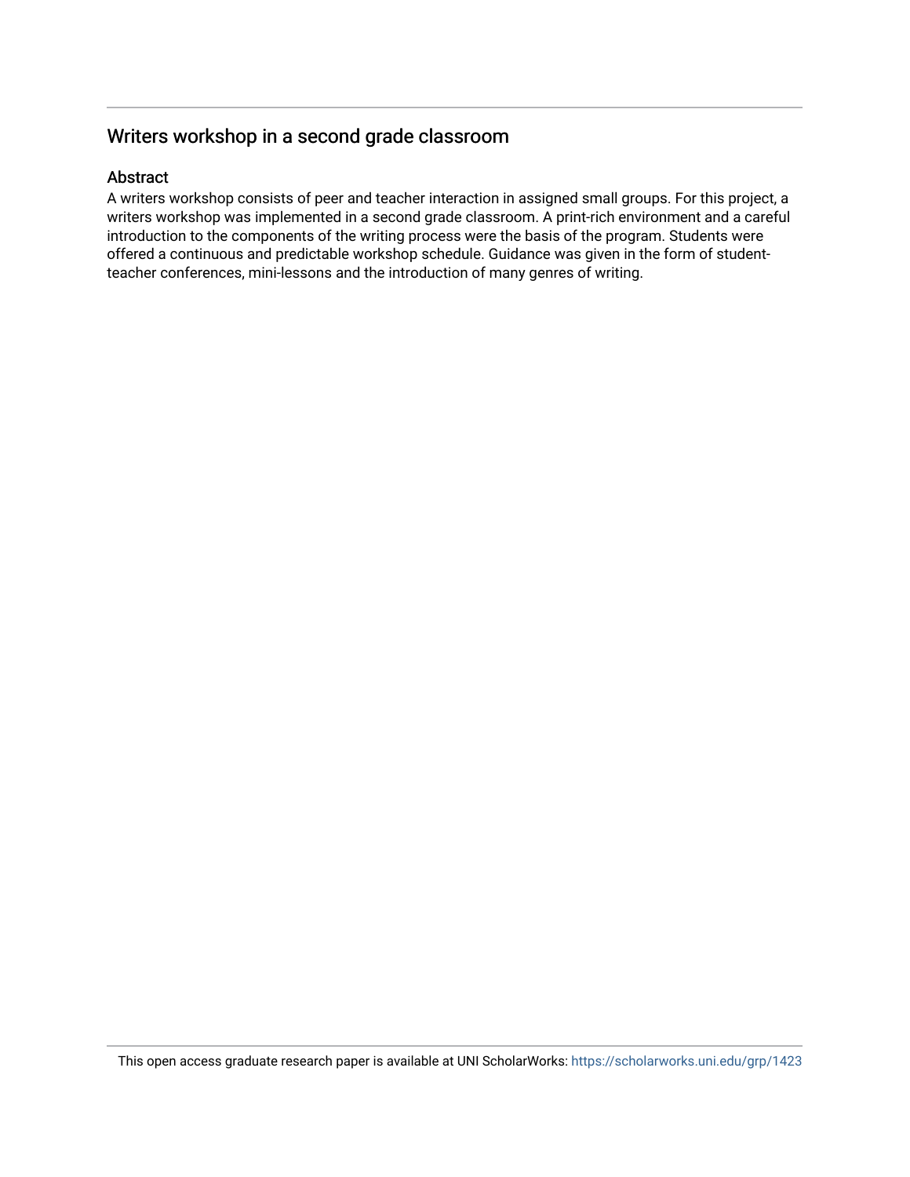## Writers workshop in a second grade classroom

### Abstract

A writers workshop consists of peer and teacher interaction in assigned small groups. For this project, a writers workshop was implemented in a second grade classroom. A print-rich environment and a careful introduction to the components of the writing process were the basis of the program. Students were offered a continuous and predictable workshop schedule. Guidance was given in the form of student-teacher conferences, mini-lessons and the introduction of many genres of writing.

This open access graduate research paper is available at UNI ScholarWorks: https://scholarworks.uni.edu/grp/1423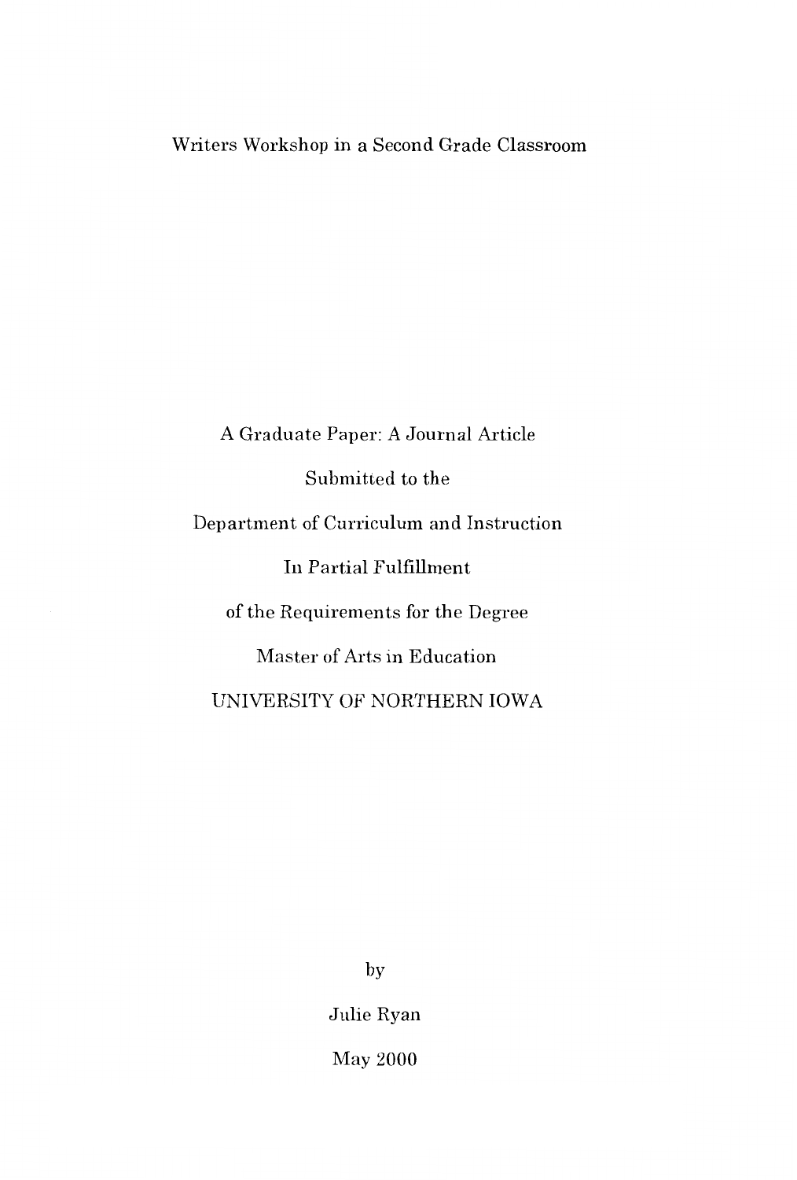# Writers Workshop in a Second Grade Classroom

A Graduate Paper: A Journal Article

Submitted to the

Department of Curriculum and Instruction

In Partial Fulfillment

of the Requirements for the Degree

Master of Arts in Education

UNIVERSITY OF NORTHERN IOWA

by

Julie Ryan

May 2000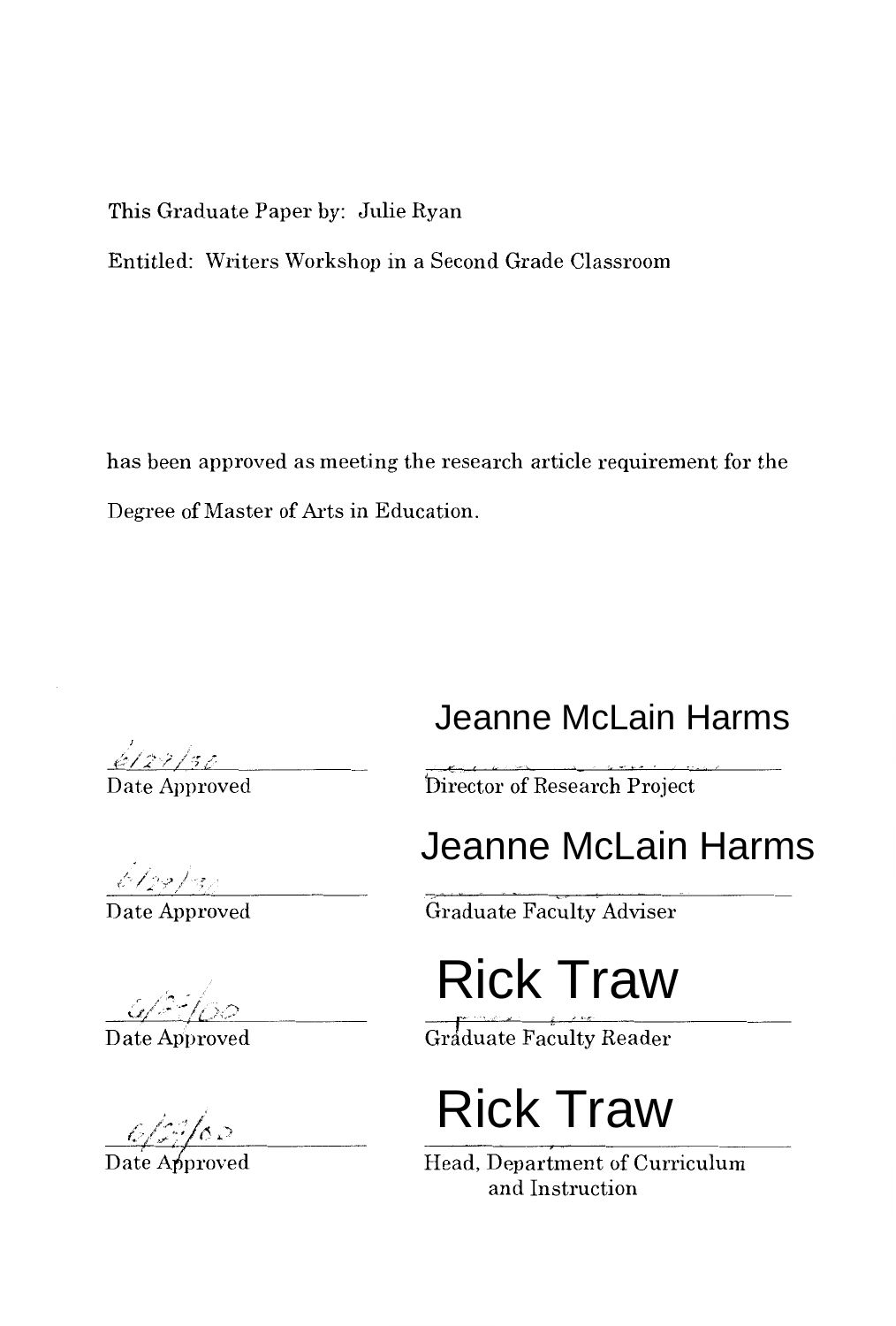This Graduate Paper by: Julie Ryan

Entitled: Writers Workshop in a Second Grade Classroom

has been approved as meeting the research article requirement for the Degree of Master of Arts in Education.

| | |
|---|---|
| 6/27/30 | Jeanne McLain Harms |
| Date Approved | Director of Research Project |
| 6/29/30 | Jeanne McLain Harms |
| Date Approved | Graduate Faculty Adviser |
| 6/27/00 | Rick Traw |
| Date Approved | Graduate Faculty Reader |
| 6/29/00 | Rick Traw |
| Date Approved | Head, Department of Curriculum and Instruction |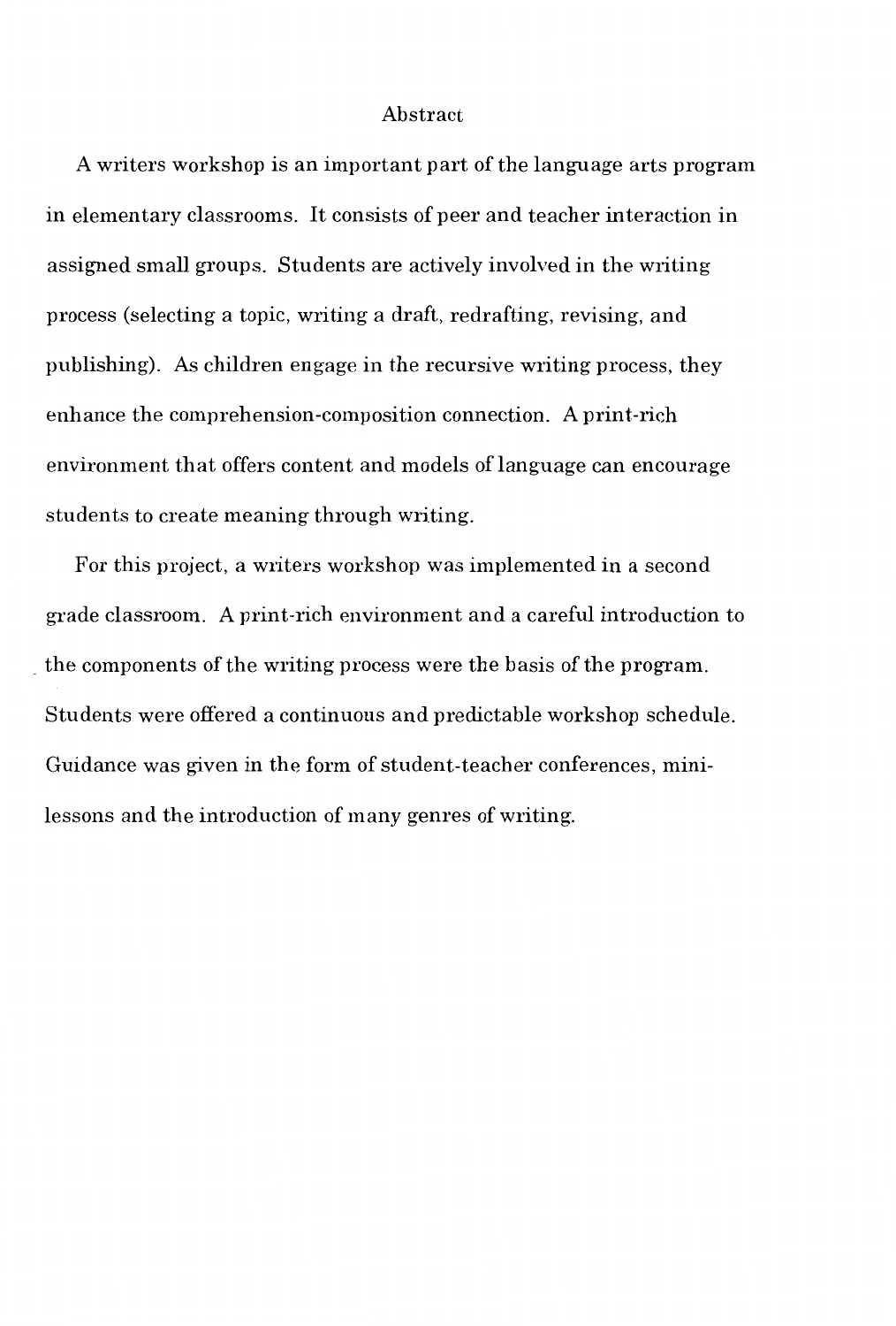# Abstract

A writers workshop is an important part of the language arts program in elementary classrooms. It consists of peer and teacher interaction in assigned small groups. Students are actively involved in the writing process (selecting a topic, writing a draft, redrafting, revising, and publishing). As children engage in the recursive writing process, they enhance the comprehension-composition connection. A print-rich environment that offers content and models of language can encourage students to create meaning through writing.

For this project, a writers workshop was implemented in a second grade classroom. A print-rich environment and a careful introduction to the components of the writing process were the basis of the program. Students were offered a continuous and predictable workshop schedule. Guidance was given in the form of student-teacher conferences, mini-lessons and the introduction of many genres of writing.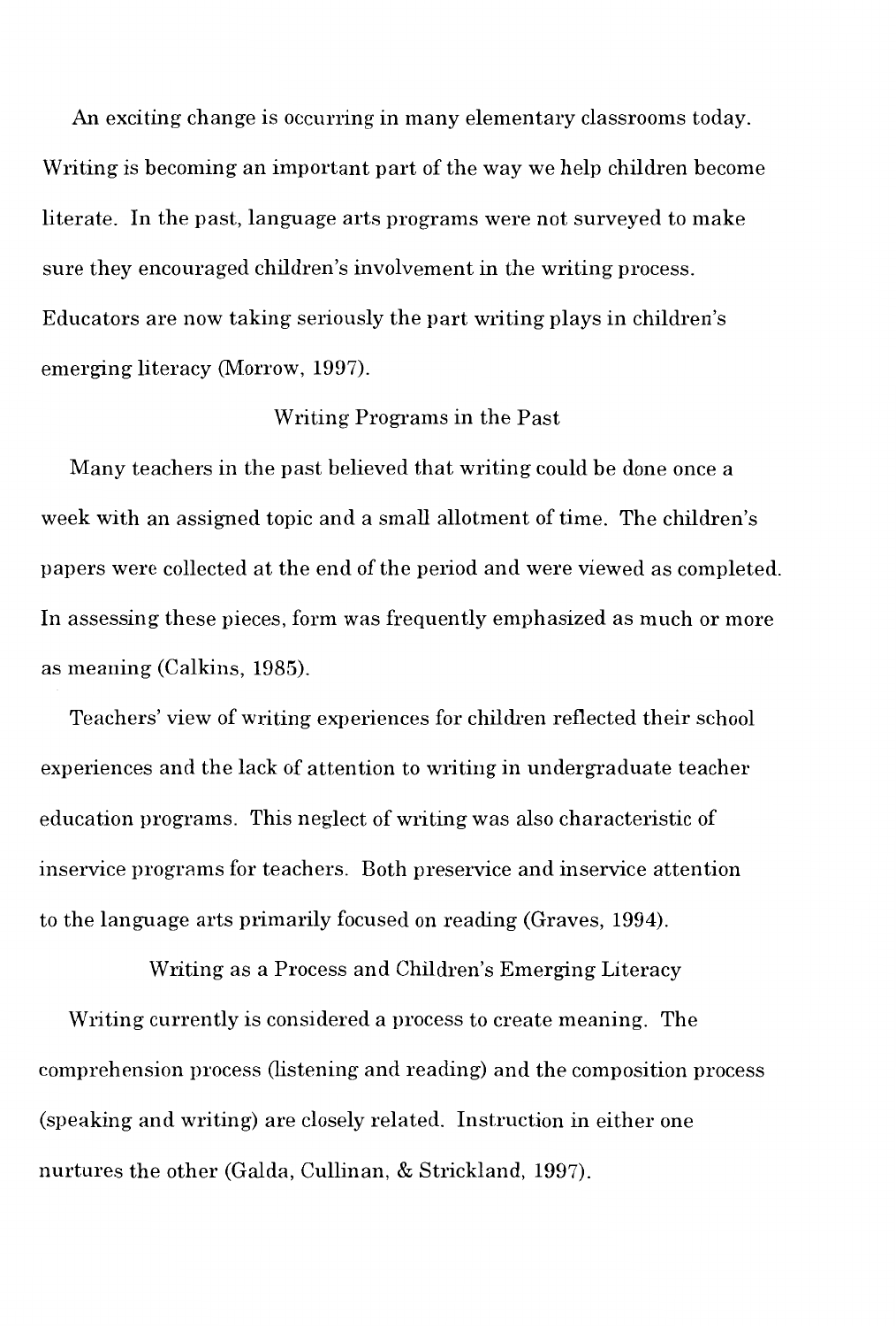An exciting change is occurring in many elementary classrooms today. Writing is becoming an important part of the way we help children become literate. In the past, language arts programs were not surveyed to make sure they encouraged children's involvement in the writing process. Educators are now taking seriously the part writing plays in children's emerging literacy (Morrow, 1997).

## Writing Programs in the Past

Many teachers in the past believed that writing could be done once a week with an assigned topic and a small allotment of time. The children's papers were collected at the end of the period and were viewed as completed. In assessing these pieces, form was frequently emphasized as much or more as meaning (Calkins, 1985).

Teachers' view of writing experiences for children reflected their school experiences and the lack of attention to writing in undergraduate teacher education programs. This neglect of writing was also characteristic of inservice programs for teachers. Both preservice and inservice attention to the language arts primarily focused on reading (Graves, 1994).

## Writing as a Process and Children's Emerging Literacy

Writing currently is considered a process to create meaning. The comprehension process (listening and reading) and the composition process (speaking and writing) are closely related. Instruction in either one nurtures the other (Galda, Cullinan, & Strickland, 1997).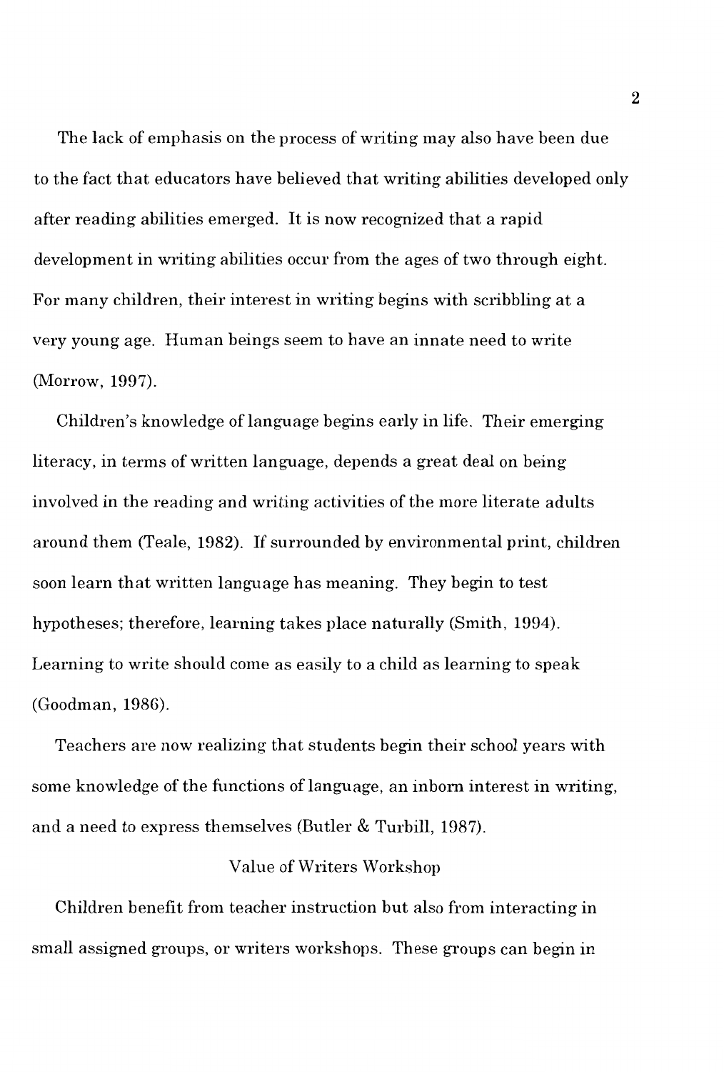The lack of emphasis on the process of writing may also have been due to the fact that educators have believed that writing abilities developed only after reading abilities emerged. It is now recognized that a rapid development in writing abilities occur from the ages of two through eight. For many children, their interest in writing begins with scribbling at a very young age. Human beings seem to have an innate need to write (Morrow, 1997).

Children's knowledge of language begins early in life. Their emerging literacy, in terms of written language, depends a great deal on being involved in the reading and writing activities of the more literate adults around them (Teale, 1982). If surrounded by environmental print, children soon learn that written language has meaning. They begin to test hypotheses; therefore, learning takes place naturally (Smith, 1994). Learning to write should come as easily to a child as learning to speak (Goodman, 1986).

Teachers are now realizing that students begin their school years with some knowledge of the functions of language, an inborn interest in writing, and a need to express themselves (Butler & Turbill, 1987).

## Value of Writers Workshop

Children benefit from teacher instruction but also from interacting in small assigned groups, or writers workshops. These groups can begin in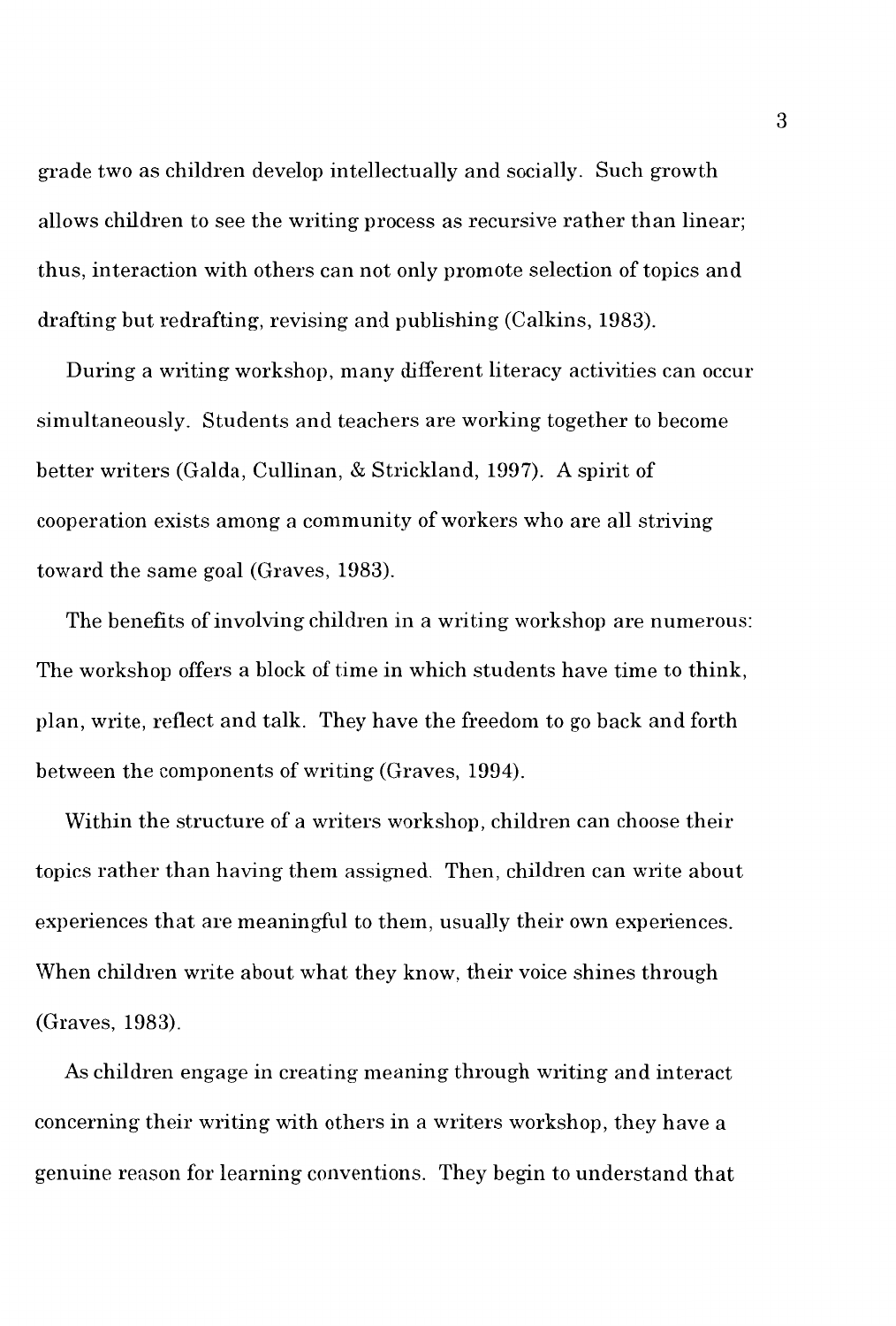grade two as children develop intellectually and socially. Such growth allows children to see the writing process as recursive rather than linear; thus, interaction with others can not only promote selection of topics and drafting but redrafting, revising and publishing (Calkins, 1983).

During a writing workshop, many different literacy activities can occur simultaneously. Students and teachers are working together to become better writers (Galda, Cullinan, & Strickland, 1997). A spirit of cooperation exists among a community of workers who are all striving toward the same goal (Graves, 1983).

The benefits of involving children in a writing workshop are numerous: The workshop offers a block of time in which students have time to think, plan, write, reflect and talk. They have the freedom to go back and forth between the components of writing (Graves, 1994).

Within the structure of a writers workshop, children can choose their topics rather than having them assigned. Then, children can write about experiences that are meaningful to them, usually their own experiences. When children write about what they know, their voice shines through (Graves, 1983).

As children engage in creating meaning through writing and interact concerning their writing with others in a writers workshop, they have a genuine reason for learning conventions. They begin to understand that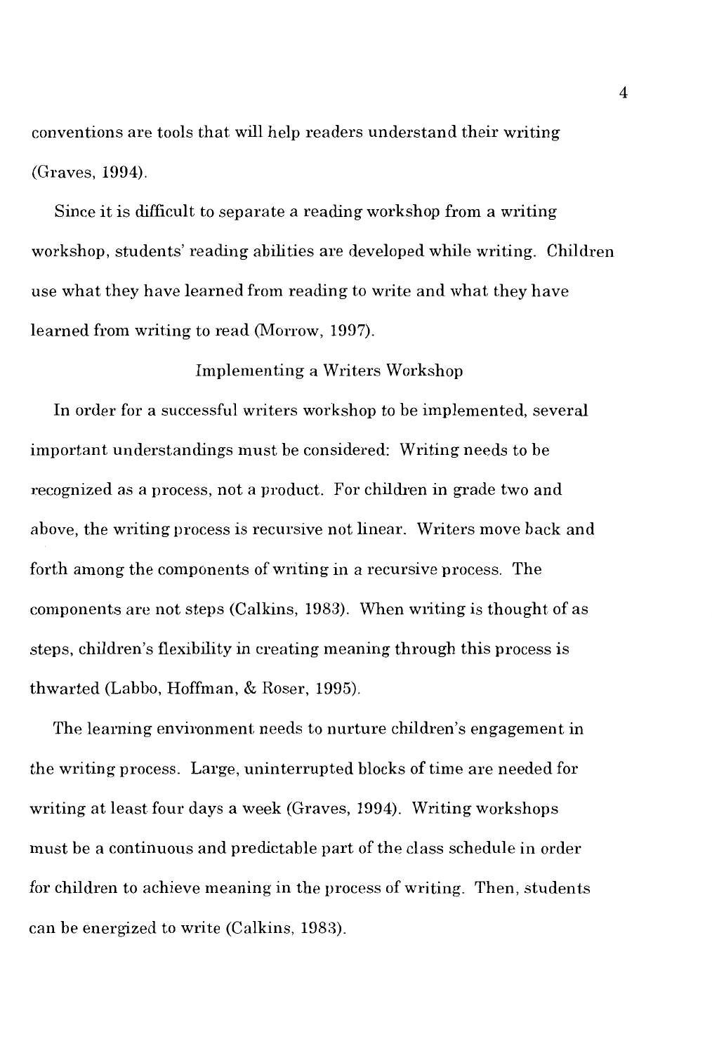conventions are tools that will help readers understand their writing (Graves, 1994).

Since it is difficult to separate a reading workshop from a writing workshop, students' reading abilities are developed while writing. Children use what they have learned from reading to write and what they have learned from writing to read (Morrow, 1997).

## Implementing a Writers Workshop

In order for a successful writers workshop to be implemented, several important understandings must be considered: Writing needs to be recognized as a process, not a product. For children in grade two and above, the writing process is recursive not linear. Writers move back and forth among the components of writing in a recursive process. The components are not steps (Calkins, 1983). When writing is thought of as steps, children's flexibility in creating meaning through this process is thwarted (Labbo, Hoffman, & Roser, 1995).

The learning environment needs to nurture children's engagement in the writing process. Large, uninterrupted blocks of time are needed for writing at least four days a week (Graves, 1994). Writing workshops must be a continuous and predictable part of the class schedule in order for children to achieve meaning in the process of writing. Then, students can be energized to write (Calkins, 1983).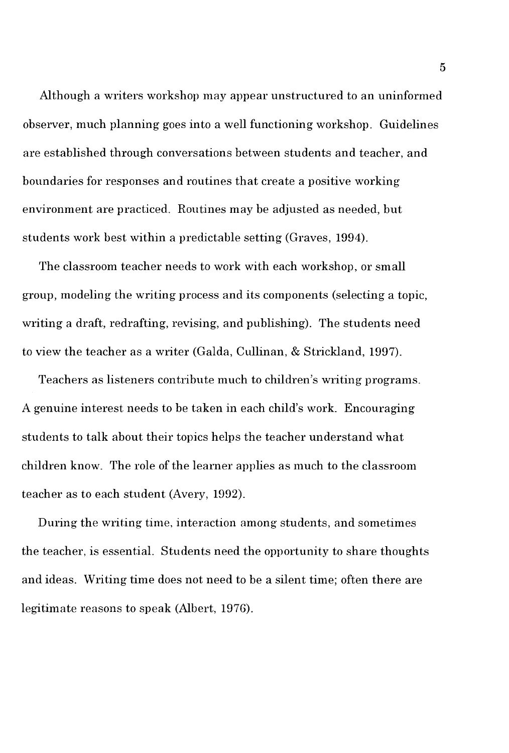Although a writers workshop may appear unstructured to an uninformed observer, much planning goes into a well functioning workshop. Guidelines are established through conversations between students and teacher, and boundaries for responses and routines that create a positive working environment are practiced. Routines may be adjusted as needed, but students work best within a predictable setting (Graves, 1994).

The classroom teacher needs to work with each workshop, or small group, modeling the writing process and its components (selecting a topic, writing a draft, redrafting, revising, and publishing). The students need to view the teacher as a writer (Galda, Cullinan, & Strickland, 1997).

Teachers as listeners contribute much to children's writing programs. A genuine interest needs to be taken in each child's work. Encouraging students to talk about their topics helps the teacher understand what children know. The role of the learner applies as much to the classroom teacher as to each student (Avery, 1992).

During the writing time, interaction among students, and sometimes the teacher, is essential. Students need the opportunity to share thoughts and ideas. Writing time does not need to be a silent time; often there are legitimate reasons to speak (Albert, 1976).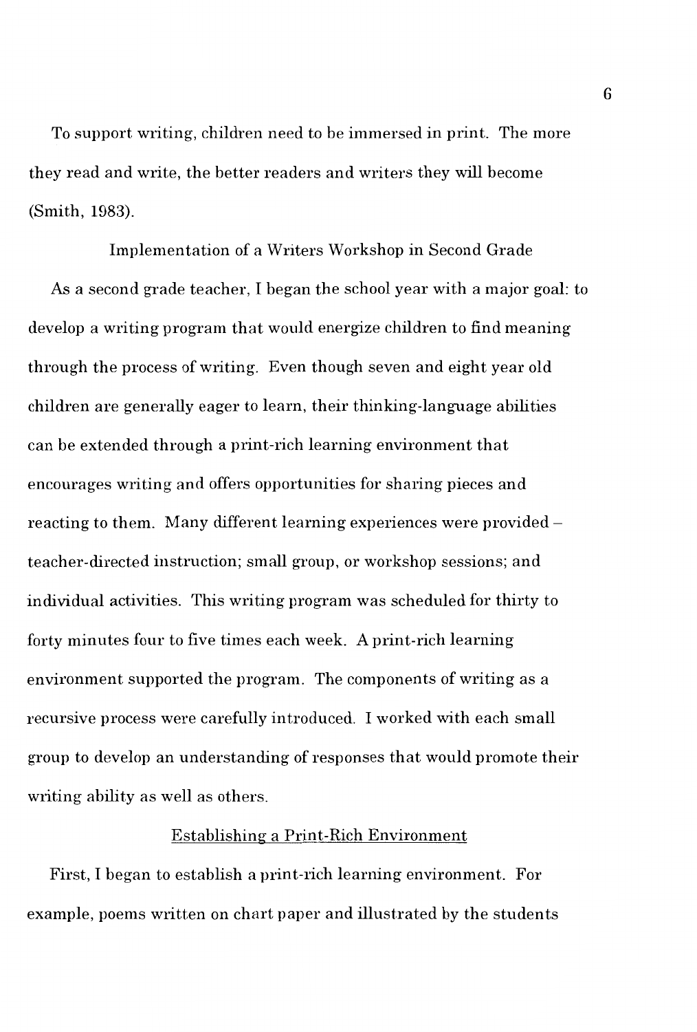To support writing, children need to be immersed in print. The more they read and write, the better readers and writers they will become (Smith, 1983).

## Implementation of a Writers Workshop in Second Grade

As a second grade teacher, I began the school year with a major goal: to develop a writing program that would energize children to find meaning through the process of writing. Even though seven and eight year old children are generally eager to learn, their thinking-language abilities can be extended through a print-rich learning environment that encourages writing and offers opportunities for sharing pieces and reacting to them. Many different learning experiences were provided – teacher-directed instruction; small group, or workshop sessions; and individual activities. This writing program was scheduled for thirty to forty minutes four to five times each week. A print-rich learning environment supported the program. The components of writing as a recursive process were carefully introduced. I worked with each small group to develop an understanding of responses that would promote their writing ability as well as others.

### Establishing a Print-Rich Environment

First, I began to establish a print-rich learning environment. For example, poems written on chart paper and illustrated by the students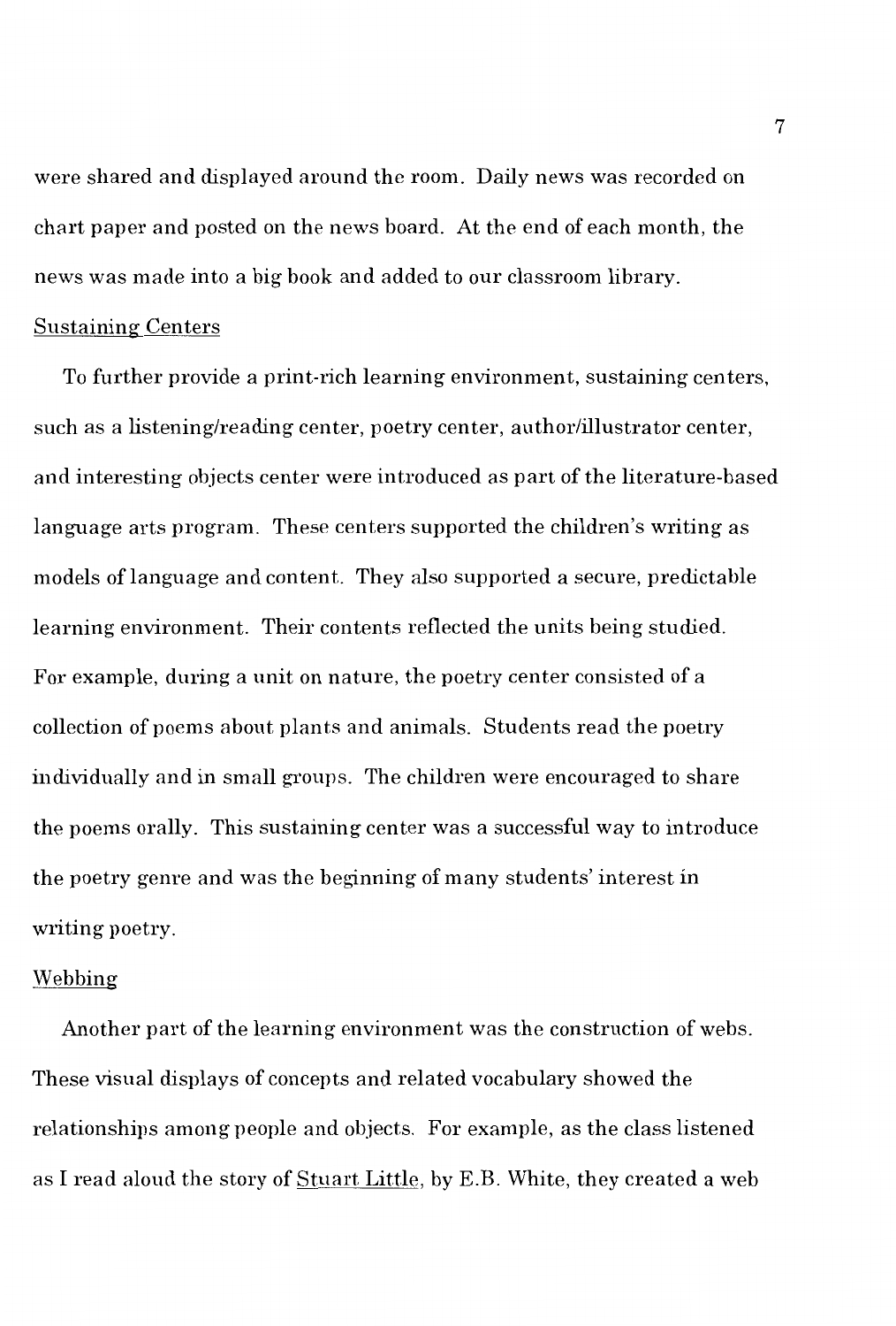were shared and displayed around the room. Daily news was recorded on chart paper and posted on the news board. At the end of each month, the news was made into a big book and added to our classroom library.

### Sustaining Centers

To further provide a print-rich learning environment, sustaining centers, such as a listening/reading center, poetry center, author/illustrator center, and interesting objects center were introduced as part of the literature-based language arts program. These centers supported the children's writing as models of language and content. They also supported a secure, predictable learning environment. Their contents reflected the units being studied. For example, during a unit on nature, the poetry center consisted of a collection of poems about plants and animals. Students read the poetry individually and in small groups. The children were encouraged to share the poems orally. This sustaining center was a successful way to introduce the poetry genre and was the beginning of many students' interest in writing poetry.

### Webbing

Another part of the learning environment was the construction of webs. These visual displays of concepts and related vocabulary showed the relationships among people and objects. For example, as the class listened as I read aloud the story of Stuart Little, by E.B. White, they created a web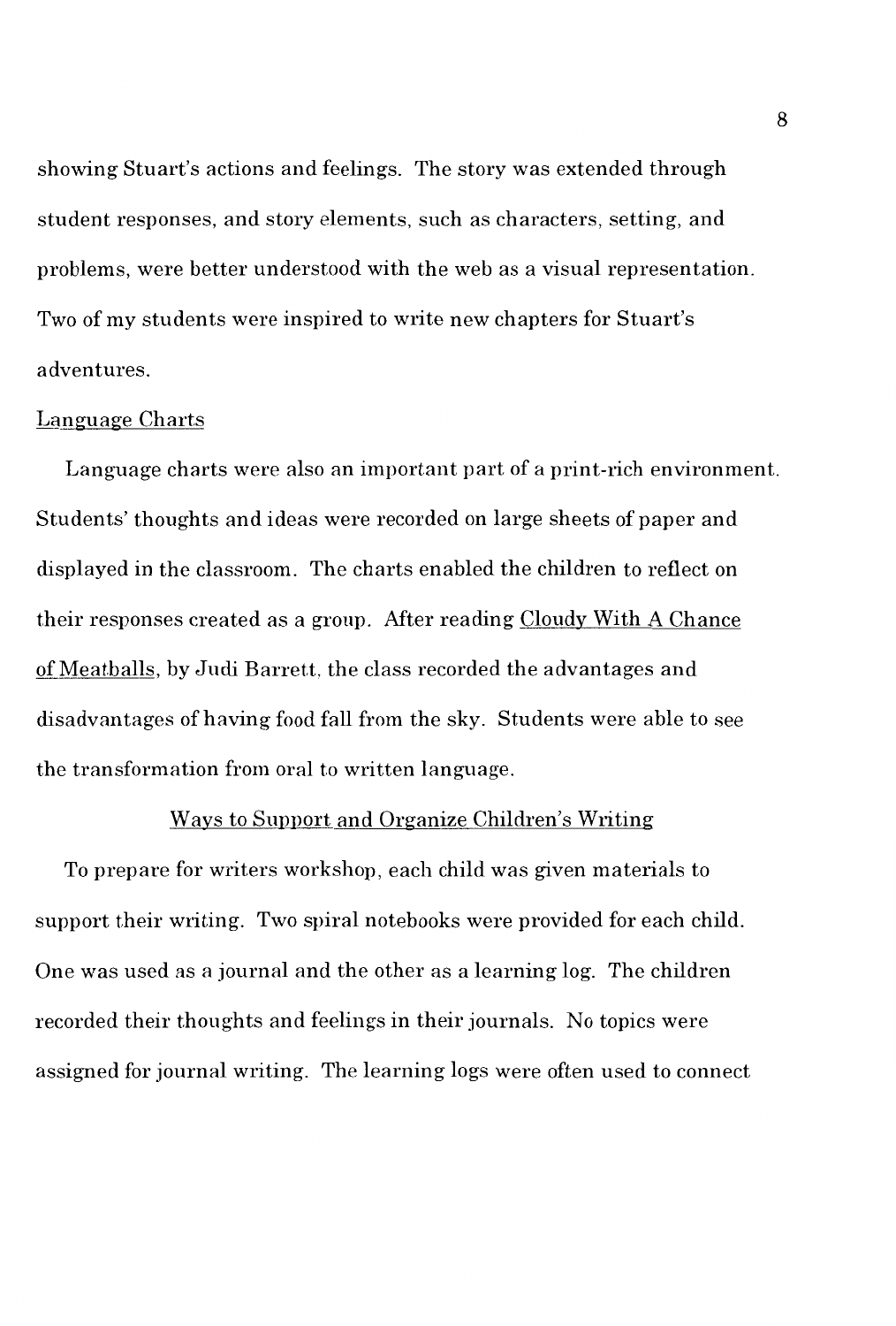showing Stuart's actions and feelings. The story was extended through student responses, and story elements, such as characters, setting, and problems, were better understood with the web as a visual representation. Two of my students were inspired to write new chapters for Stuart's adventures.

### Language Charts

Language charts were also an important part of a print-rich environment. Students' thoughts and ideas were recorded on large sheets of paper and displayed in the classroom. The charts enabled the children to reflect on their responses created as a group. After reading Cloudy With A Chance of Meatballs, by Judi Barrett, the class recorded the advantages and disadvantages of having food fall from the sky. Students were able to see the transformation from oral to written language.

## Ways to Support and Organize Children's Writing

To prepare for writers workshop, each child was given materials to support their writing. Two spiral notebooks were provided for each child. One was used as a journal and the other as a learning log. The children recorded their thoughts and feelings in their journals. No topics were assigned for journal writing. The learning logs were often used to connect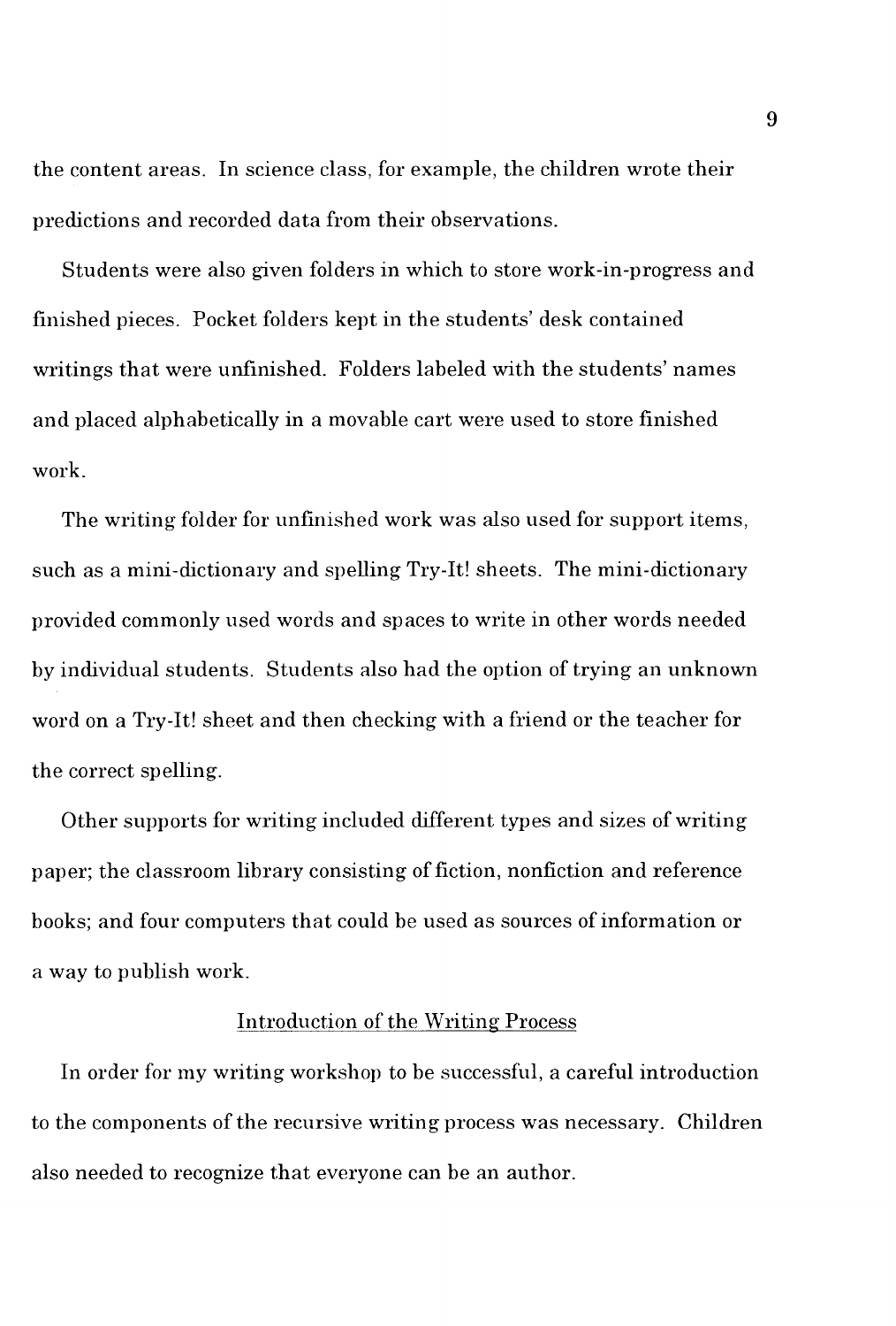the content areas. In science class, for example, the children wrote their predictions and recorded data from their observations.

Students were also given folders in which to store work-in-progress and finished pieces. Pocket folders kept in the students' desk contained writings that were unfinished. Folders labeled with the students' names and placed alphabetically in a movable cart were used to store finished work.

The writing folder for unfinished work was also used for support items, such as a mini-dictionary and spelling Try-It! sheets. The mini-dictionary provided commonly used words and spaces to write in other words needed by individual students. Students also had the option of trying an unknown word on a Try-It! sheet and then checking with a friend or the teacher for the correct spelling.

Other supports for writing included different types and sizes of writing paper; the classroom library consisting of fiction, nonfiction and reference books; and four computers that could be used as sources of information or a way to publish work.

## Introduction of the Writing Process

In order for my writing workshop to be successful, a careful introduction to the components of the recursive writing process was necessary. Children also needed to recognize that everyone can be an author.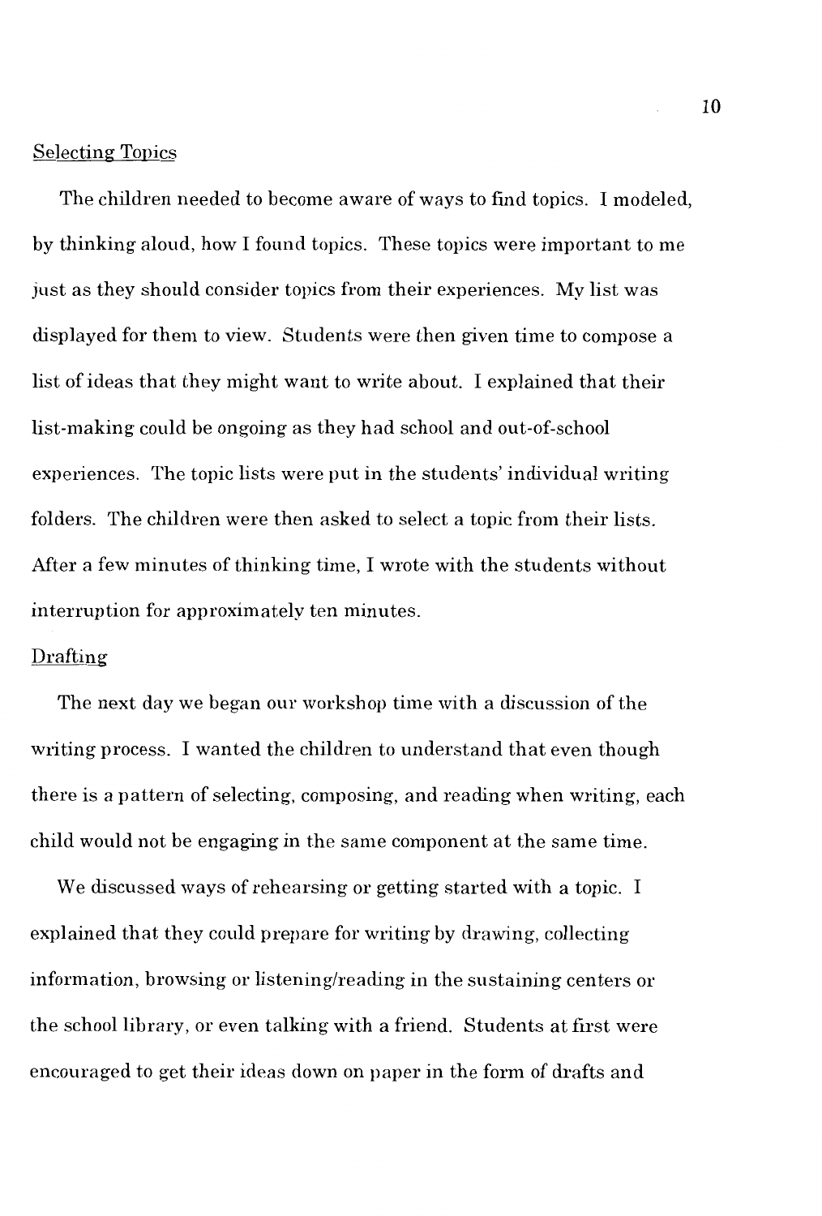## Selecting Topics

The children needed to become aware of ways to find topics. I modeled, by thinking aloud, how I found topics. These topics were important to me just as they should consider topics from their experiences. My list was displayed for them to view. Students were then given time to compose a list of ideas that they might want to write about. I explained that their list-making could be ongoing as they had school and out-of-school experiences. The topic lists were put in the students' individual writing folders. The children were then asked to select a topic from their lists. After a few minutes of thinking time, I wrote with the students without interruption for approximately ten minutes.

## Drafting

The next day we began our workshop time with a discussion of the writing process. I wanted the children to understand that even though there is a pattern of selecting, composing, and reading when writing, each child would not be engaging in the same component at the same time.

We discussed ways of rehearsing or getting started with a topic. I explained that they could prepare for writing by drawing, collecting information, browsing or listening/reading in the sustaining centers or the school library, or even talking with a friend. Students at first were encouraged to get their ideas down on paper in the form of drafts and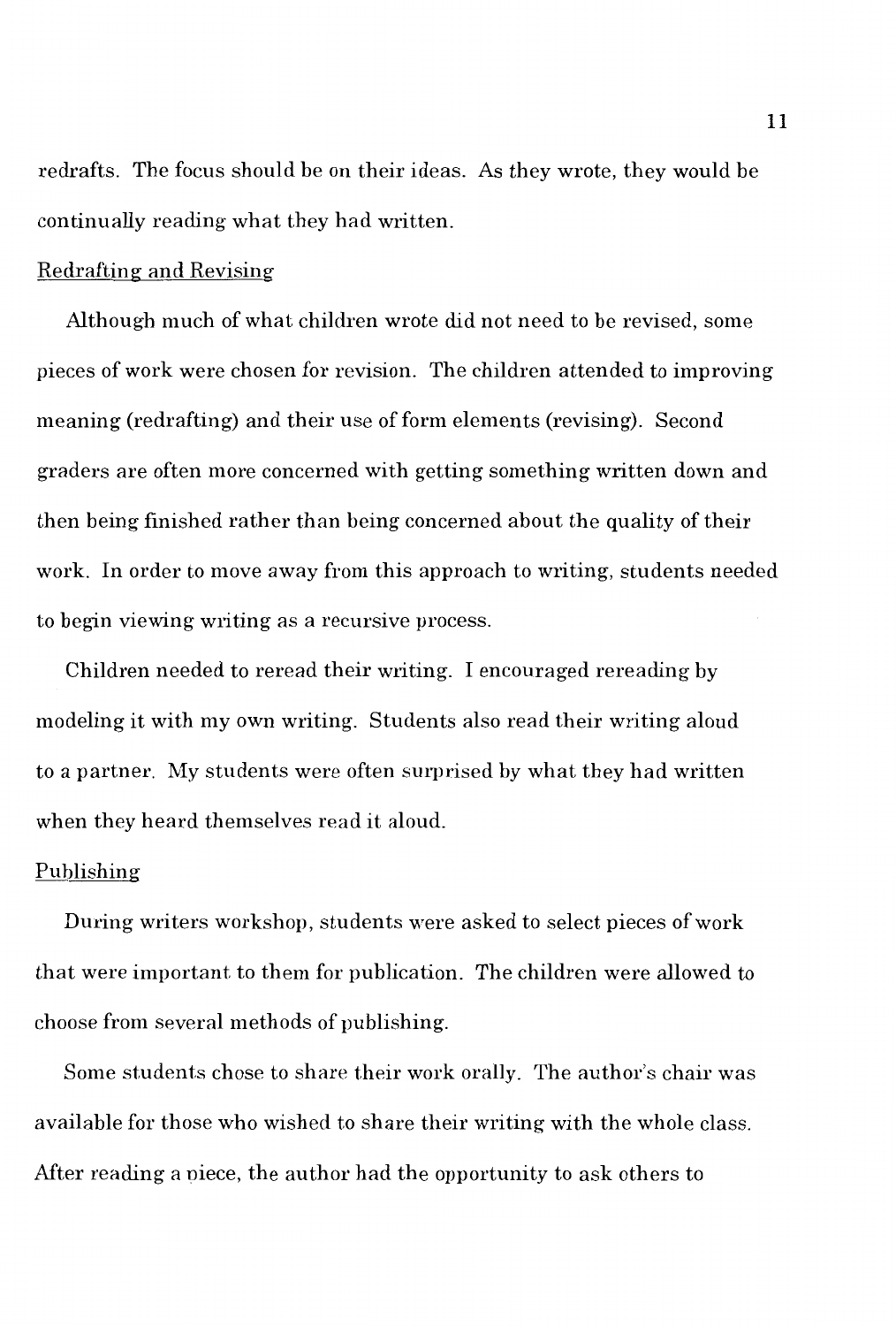redrafts. The focus should be on their ideas. As they wrote, they would be continually reading what they had written.

Redrafting and Revising

Although much of what children wrote did not need to be revised, some pieces of work were chosen for revision. The children attended to improving meaning (redrafting) and their use of form elements (revising). Second graders are often more concerned with getting something written down and then being finished rather than being concerned about the quality of their work. In order to move away from this approach to writing, students needed to begin viewing writing as a recursive process.

Children needed to reread their writing. I encouraged rereading by modeling it with my own writing. Students also read their writing aloud to a partner. My students were often surprised by what they had written when they heard themselves read it aloud.

Publishing

During writers workshop, students were asked to select pieces of work that were important to them for publication. The children were allowed to choose from several methods of publishing.

Some students chose to share their work orally. The author's chair was available for those who wished to share their writing with the whole class. After reading a piece, the author had the opportunity to ask others to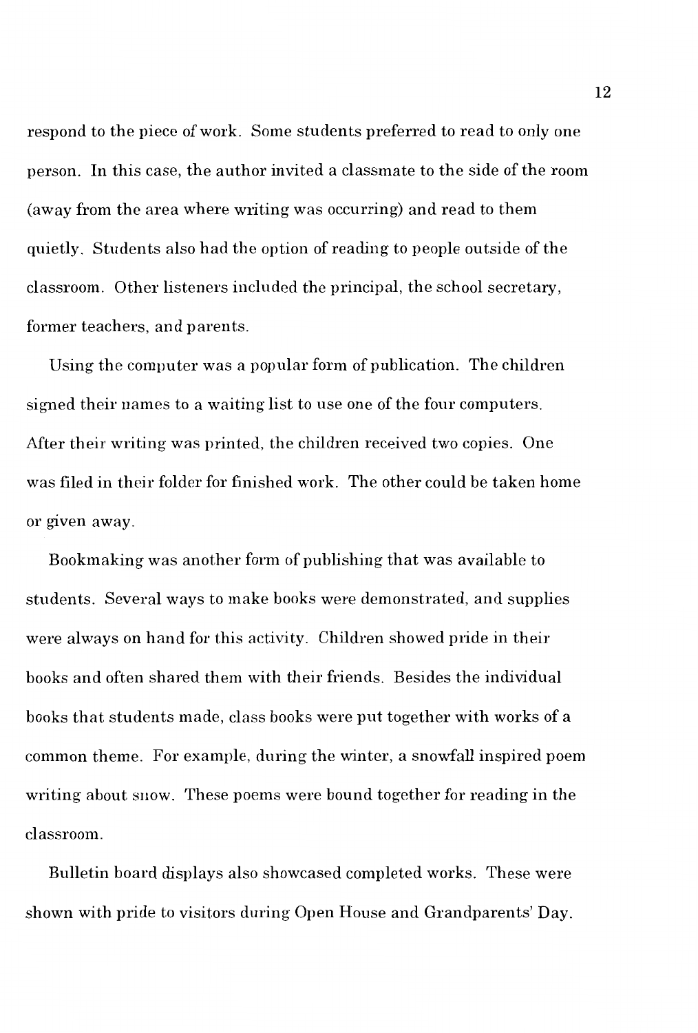respond to the piece of work. Some students preferred to read to only one person. In this case, the author invited a classmate to the side of the room (away from the area where writing was occurring) and read to them quietly. Students also had the option of reading to people outside of the classroom. Other listeners included the principal, the school secretary, former teachers, and parents.

Using the computer was a popular form of publication. The children signed their names to a waiting list to use one of the four computers. After their writing was printed, the children received two copies. One was filed in their folder for finished work. The other could be taken home or given away.

Bookmaking was another form of publishing that was available to students. Several ways to make books were demonstrated, and supplies were always on hand for this activity. Children showed pride in their books and often shared them with their friends. Besides the individual books that students made, class books were put together with works of a common theme. For example, during the winter, a snowfall inspired poem writing about snow. These poems were bound together for reading in the classroom.

Bulletin board displays also showcased completed works. These were shown with pride to visitors during Open House and Grandparents' Day.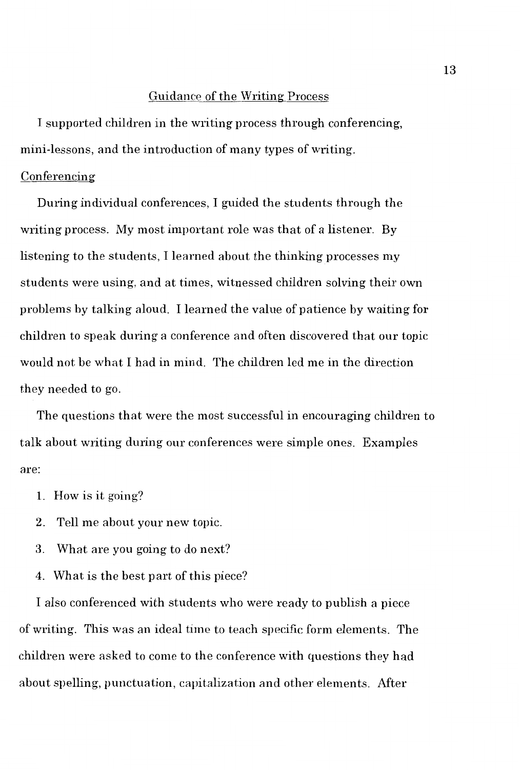## Guidance of the Writing Process

I supported children in the writing process through conferencing, mini-lessons, and the introduction of many types of writing.

### Conferencing

During individual conferences, I guided the students through the writing process. My most important role was that of a listener. By listening to the students, I learned about the thinking processes my students were using, and at times, witnessed children solving their own problems by talking aloud. I learned the value of patience by waiting for children to speak during a conference and often discovered that our topic would not be what I had in mind. The children led me in the direction they needed to go.

The questions that were the most successful in encouraging children to talk about writing during our conferences were simple ones. Examples are:

1. How is it going?
2. Tell me about your new topic.
3. What are you going to do next?
4. What is the best part of this piece?

I also conferenced with students who were ready to publish a piece of writing. This was an ideal time to teach specific form elements. The children were asked to come to the conference with questions they had about spelling, punctuation, capitalization and other elements. After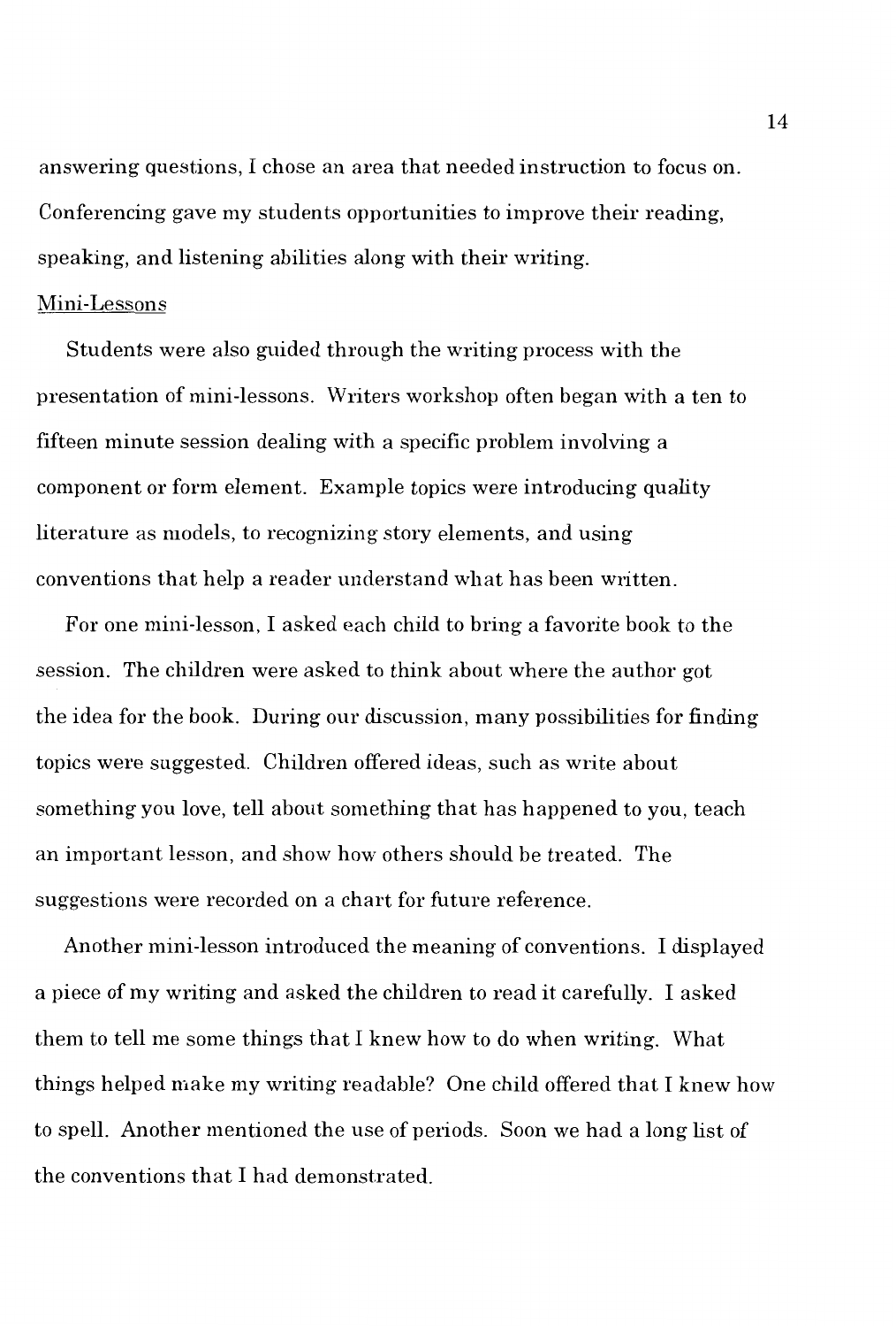answering questions, I chose an area that needed instruction to focus on. Conferencing gave my students opportunities to improve their reading, speaking, and listening abilities along with their writing.

## Mini-Lessons

Students were also guided through the writing process with the presentation of mini-lessons. Writers workshop often began with a ten to fifteen minute session dealing with a specific problem involving a component or form element. Example topics were introducing quality literature as models, to recognizing story elements, and using conventions that help a reader understand what has been written.

For one mini-lesson, I asked each child to bring a favorite book to the session. The children were asked to think about where the author got the idea for the book. During our discussion, many possibilities for finding topics were suggested. Children offered ideas, such as write about something you love, tell about something that has happened to you, teach an important lesson, and show how others should be treated. The suggestions were recorded on a chart for future reference.

Another mini-lesson introduced the meaning of conventions. I displayed a piece of my writing and asked the children to read it carefully. I asked them to tell me some things that I knew how to do when writing. What things helped make my writing readable? One child offered that I knew how to spell. Another mentioned the use of periods. Soon we had a long list of the conventions that I had demonstrated.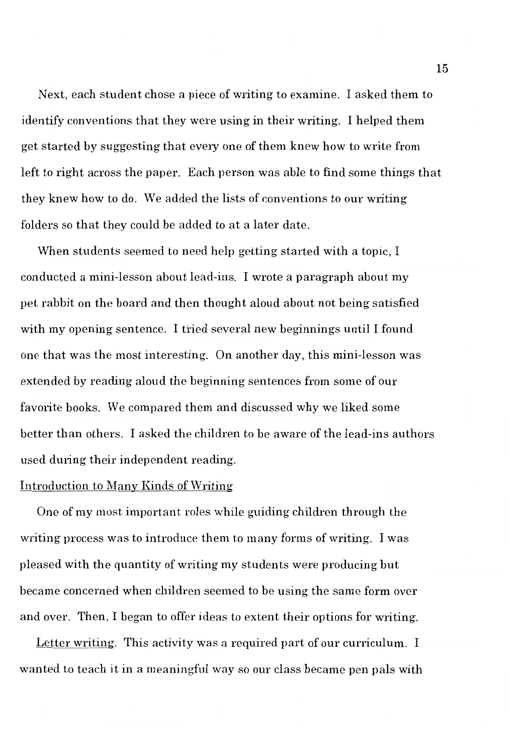Next, each student chose a piece of writing to examine. I asked them to identify conventions that they were using in their writing. I helped them get started by suggesting that every one of them knew how to write from left to right across the paper. Each person was able to find some things that they knew how to do. We added the lists of conventions to our writing folders so that they could be added to at a later date.

When students seemed to need help getting started with a topic, I conducted a mini-lesson about lead-ins. I wrote a paragraph about my pet rabbit on the board and then thought aloud about not being satisfied with my opening sentence. I tried several new beginnings until I found one that was the most interesting. On another day, this mini-lesson was extended by reading aloud the beginning sentences from some of our favorite books. We compared them and discussed why we liked some better than others. I asked the children to be aware of the lead-ins authors used during their independent reading.

## Introduction to Many Kinds of Writing

One of my most important roles while guiding children through the writing process was to introduce them to many forms of writing. I was pleased with the quantity of writing my students were producing but became concerned when children seemed to be using the same form over and over. Then, I began to offer ideas to extent their options for writing.

Letter writing. This activity was a required part of our curriculum. I wanted to teach it in a meaningful way so our class became pen pals with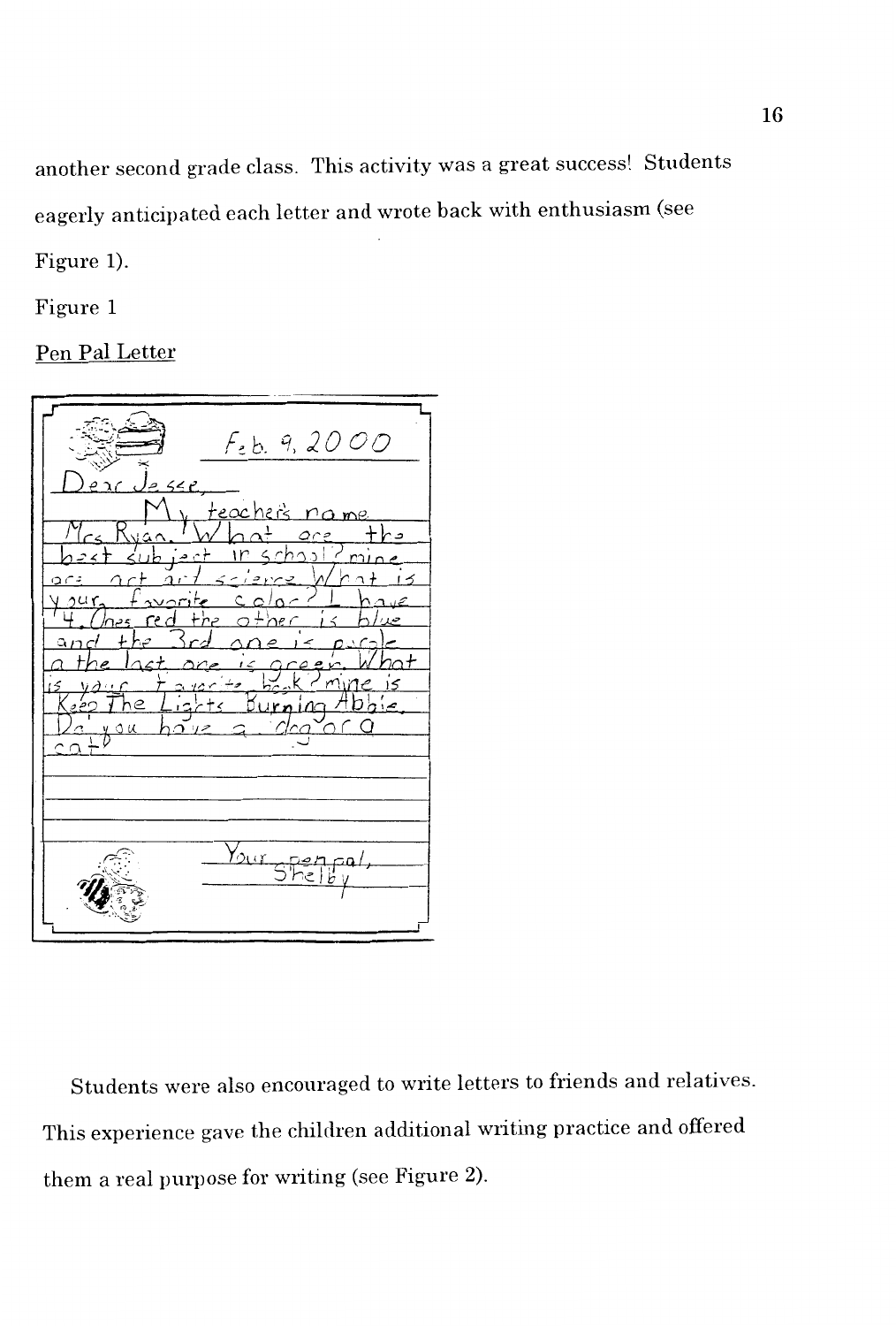another second grade class. This activity was a great success! Students eagerly anticipated each letter and wrote back with enthusiasm (see Figure 1).

Figure 1

Pen Pal Letter

> Feb. 9, 2000
>
> Dear Jesse,
>
> My teacher's name Mrs. Ryan. What are the best subject in school? mine are art and science. What is your favorite color? I have 4. Ones red the other is blue and the 3rd one is purple a the last one is green. What is your favorite book? mine is Keep The Lights Burning Abbie. Do you have a dog or a cat?
>
> Your pen pal,
> Shelby

Students were also encouraged to write letters to friends and relatives. This experience gave the children additional writing practice and offered them a real purpose for writing (see Figure 2).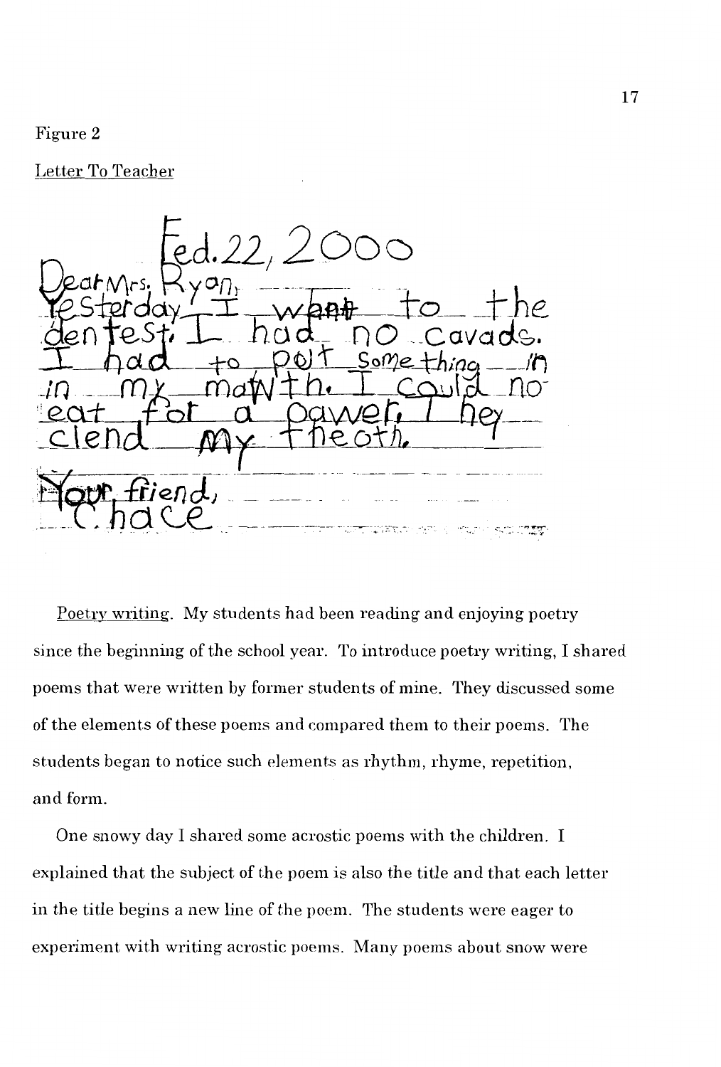Figure 2

Letter To Teacher

Fed. 22, 2000

Dear Mrs. Ryan,

Yesterday I w~~ant~~ to the dentest. I had no cavads. I had to pot something in in my mawth. I could no eat for a oawer. They clend my theoth.

Your friend,
Chace

Poetry writing. My students had been reading and enjoying poetry since the beginning of the school year. To introduce poetry writing, I shared poems that were written by former students of mine. They discussed some of the elements of these poems and compared them to their poems. The students began to notice such elements as rhythm, rhyme, repetition, and form.

One snowy day I shared some acrostic poems with the children. I explained that the subject of the poem is also the title and that each letter in the title begins a new line of the poem. The students were eager to experiment with writing acrostic poems. Many poems about snow were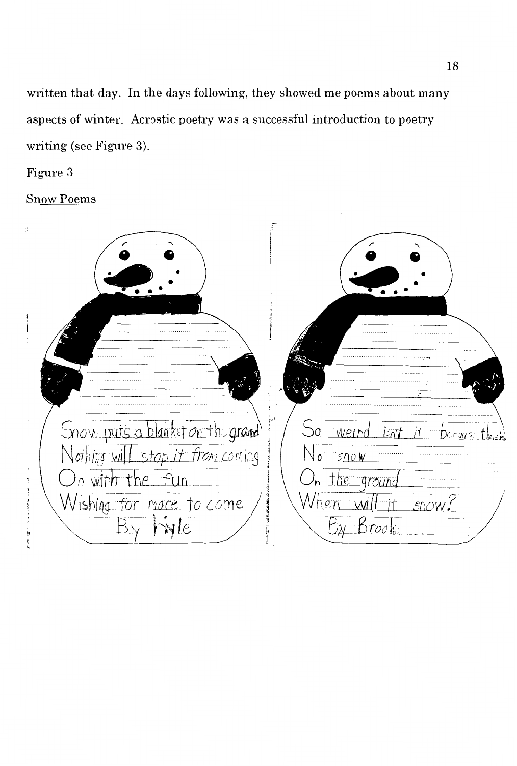written that day. In the days following, they showed me poems about many aspects of winter. Acrostic poetry was a successful introduction to poetry writing (see Figure 3).

Figure 3

Snow Poems

Snow puts a blanket on the ground
Nothing will stop it from coming
On with the fun
Wishing for more to come
By Kyle

So weird isn't it because there is
No snow
On the ground
When will it snow?
By Brooke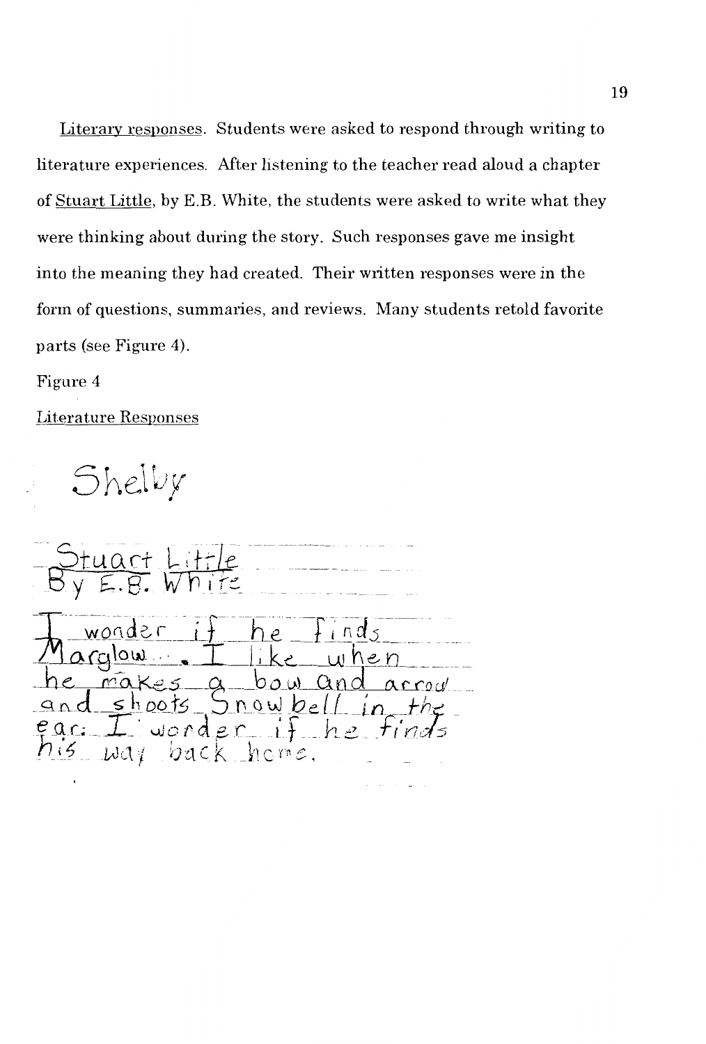Literary responses. Students were asked to respond through writing to literature experiences. After listening to the teacher read aloud a chapter of Stuart Little, by E.B. White, the students were asked to write what they were thinking about during the story. Such responses gave me insight into the meaning they had created. Their written responses were in the form of questions, summaries, and reviews. Many students retold favorite parts (see Figure 4).

Figure 4

Literature Responses

Shelby

Stuart Little
By E.B. White

I wonder if he finds Marglow... I like when he makes a bow and arrow and shoots Snowbell in the ear. I wonder if he finds his way back home.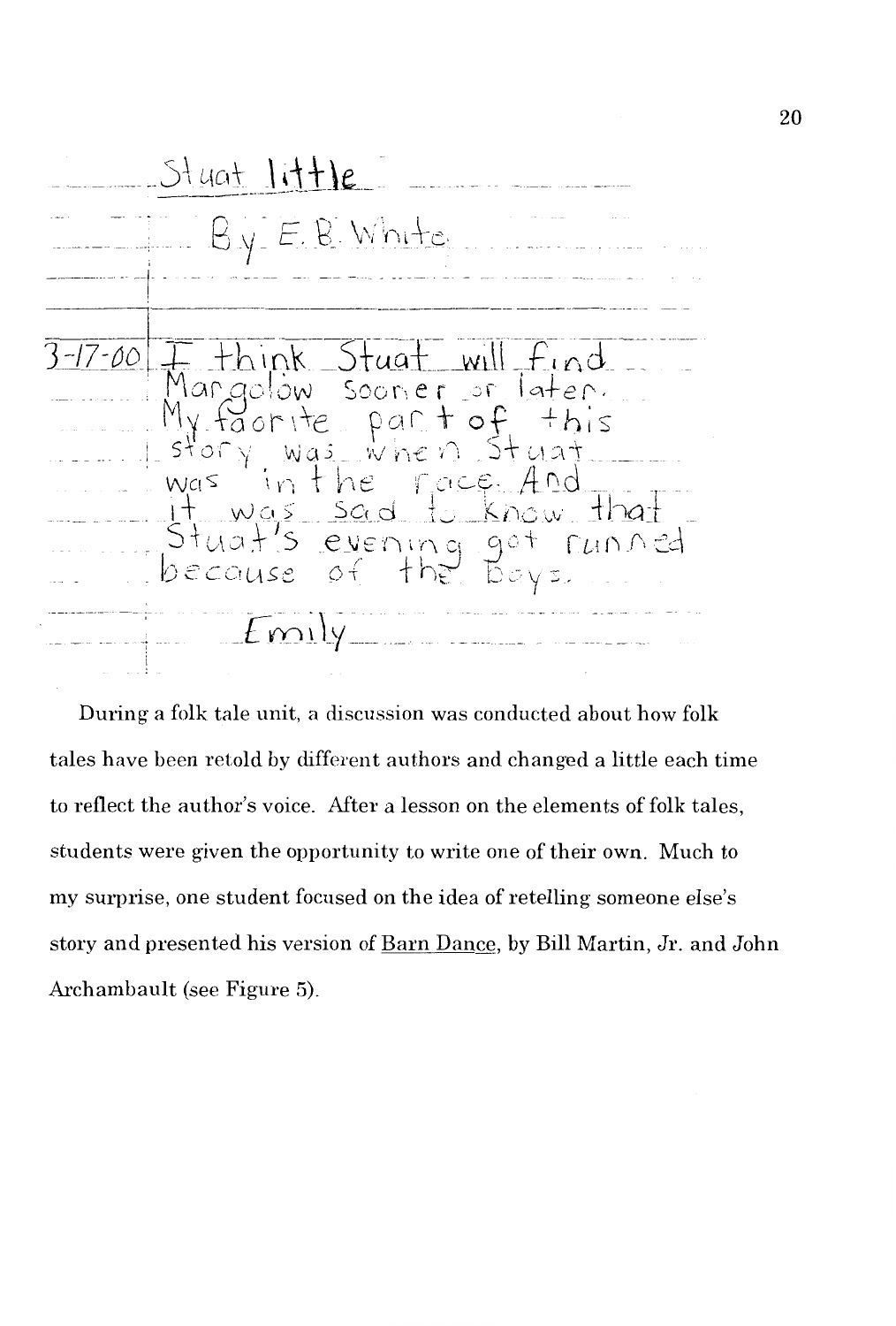Stuat little

By E. B. White

3-17-00 I think Stuat will find Margolow sooner or later. My faorite part of this story was when Stuat was in the race. And it was sad to know that Stuat's evening got runned because of the boys.

Emily

During a folk tale unit, a discussion was conducted about how folk tales have been retold by different authors and changed a little each time to reflect the author's voice. After a lesson on the elements of folk tales, students were given the opportunity to write one of their own. Much to my surprise, one student focused on the idea of retelling someone else's story and presented his version of Barn Dance, by Bill Martin, Jr. and John Archambault (see Figure 5).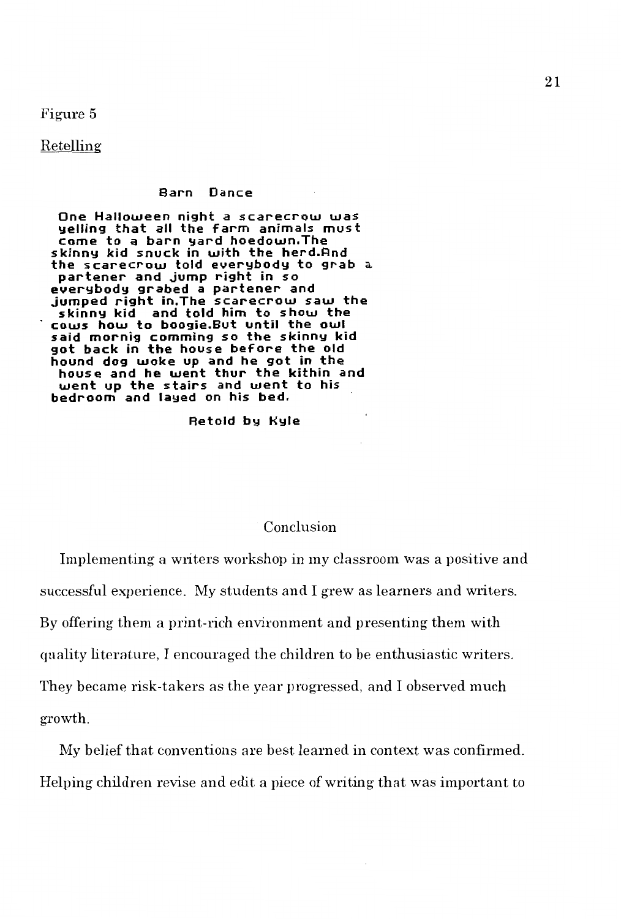Figure 5

Retelling

**Barn Dance**

One Halloween night a scarecrow was yelling that all the farm animals must come to a barn yard hoedown.The skinny kid snuck in with the herd.And the scarecrow told everybody to grab a partener and jump right in so everybody grabed a partener and jumped right in.The scarecrow saw the skinny kid and told him to show the cows how to boogie.But until the owl said mornig comming so the skinny kid got back in the house before the old hound dog woke up and he got in the house and he went thur the kithin and went up the stairs and went to his bedroom and layed on his bed.

Retold by Kyle

## Conclusion

Implementing a writers workshop in my classroom was a positive and successful experience. My students and I grew as learners and writers. By offering them a print-rich environment and presenting them with quality literature, I encouraged the children to be enthusiastic writers. They became risk-takers as the year progressed, and I observed much growth.

My belief that conventions are best learned in context was confirmed. Helping children revise and edit a piece of writing that was important to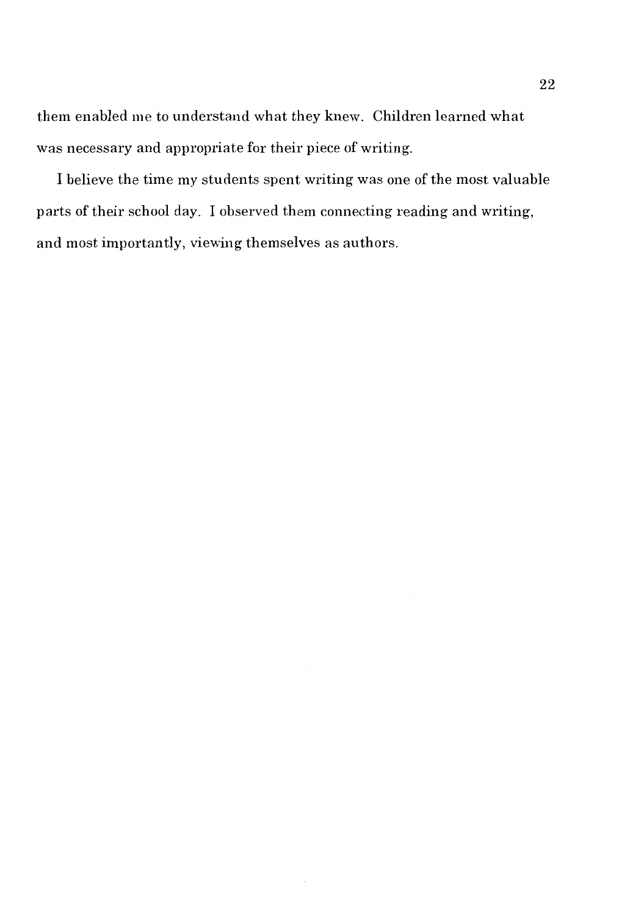them enabled me to understand what they knew. Children learned what was necessary and appropriate for their piece of writing.

I believe the time my students spent writing was one of the most valuable parts of their school day. I observed them connecting reading and writing, and most importantly, viewing themselves as authors.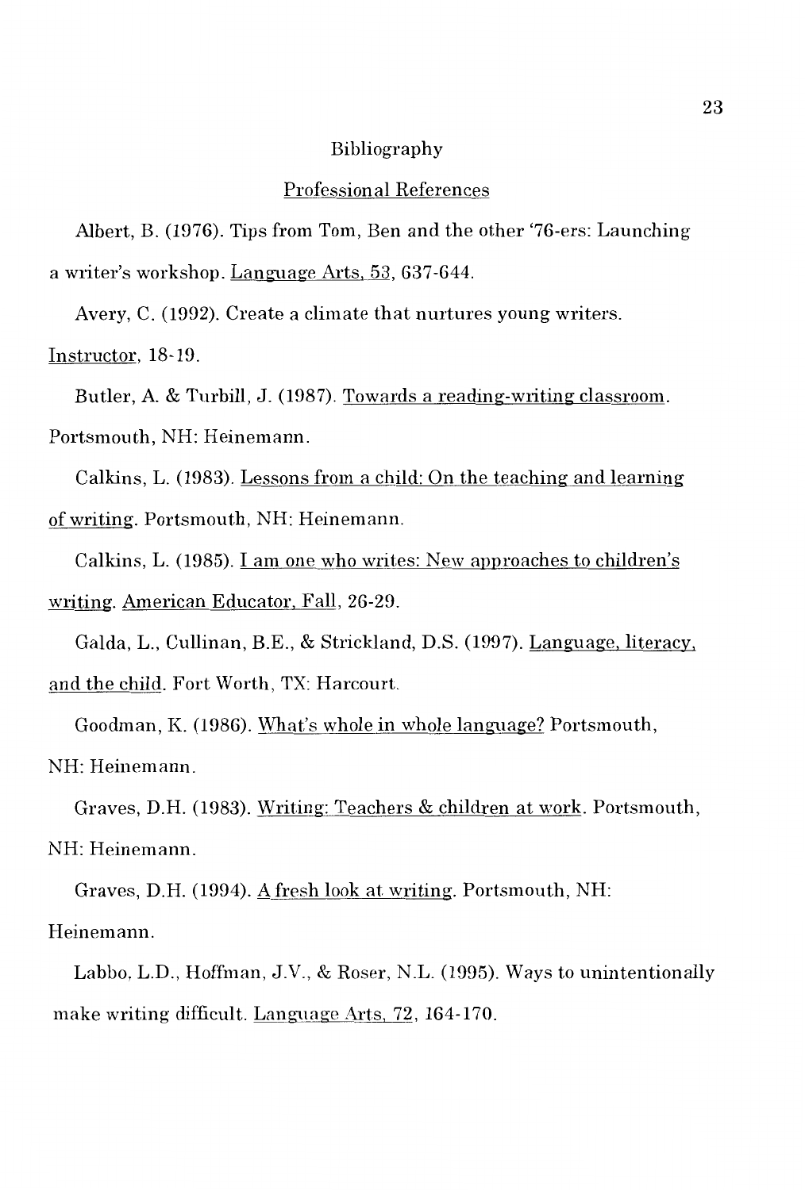# Bibliography

## Professional References

Albert, B. (1976). Tips from Tom, Ben and the other '76-ers: Launching a writer's workshop. Language Arts, 53, 637-644.

Avery, C. (1992). Create a climate that nurtures young writers. Instructor, 18-19.

Butler, A. & Turbill, J. (1987). Towards a reading-writing classroom. Portsmouth, NH: Heinemann.

Calkins, L. (1983). Lessons from a child: On the teaching and learning of writing. Portsmouth, NH: Heinemann.

Calkins, L. (1985). I am one who writes: New approaches to children's writing. American Educator, Fall, 26-29.

Galda, L., Cullinan, B.E., & Strickland, D.S. (1997). Language, literacy, and the child. Fort Worth, TX: Harcourt.

Goodman, K. (1986). What's whole in whole language? Portsmouth, NH: Heinemann.

Graves, D.H. (1983). Writing: Teachers & children at work. Portsmouth, NH: Heinemann.

Graves, D.H. (1994). A fresh look at writing. Portsmouth, NH: Heinemann.

Labbo, L.D., Hoffman, J.V., & Roser, N.L. (1995). Ways to unintentionally make writing difficult. Language Arts, 72, 164-170.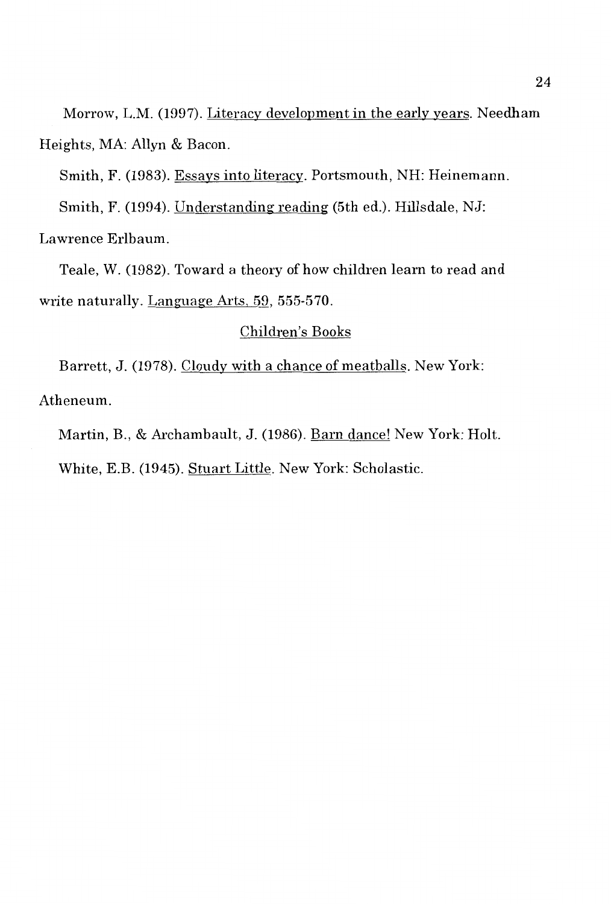Morrow, L.M. (1997). Literacy development in the early years. Needham Heights, MA: Allyn & Bacon.

Smith, F. (1983). Essays into literacy. Portsmouth, NH: Heinemann.

Smith, F. (1994). Understanding reading (5th ed.). Hillsdale, NJ: Lawrence Erlbaum.

Teale, W. (1982). Toward a theory of how children learn to read and write naturally. Language Arts, 59, 555-570.

## Children's Books

Barrett, J. (1978). Cloudy with a chance of meatballs. New York: Atheneum.

Martin, B., & Archambault, J. (1986). Barn dance! New York: Holt.

White, E.B. (1945). Stuart Little. New York: Scholastic.